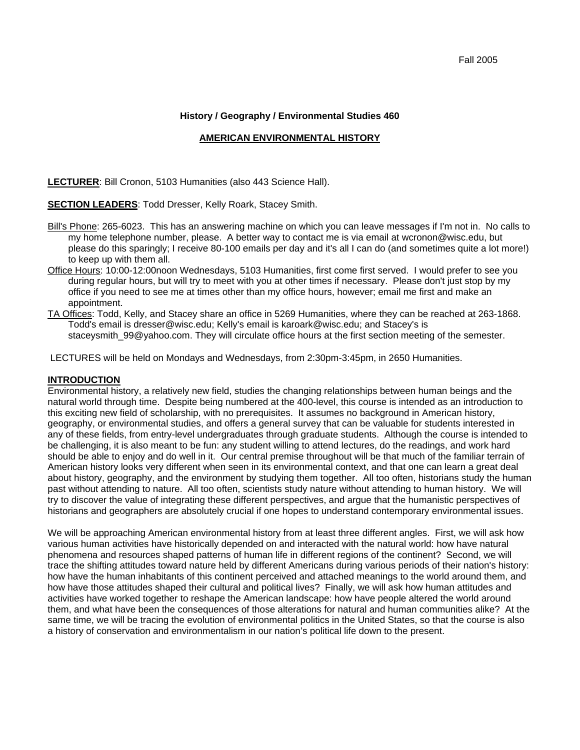Fall 2005

**History / Geography / Environmental Studies 460**

**AMERICAN ENVIRONMENTAL HISTORY**

**LECTURER**: Bill Cronon, 5103 Humanities (also 443 Science Hall).

**SECTION LEADERS**: Todd Dresser, Kelly Roark, Stacey Smith.

Bill's Phone: 265-6023. This has an answering machine on which you can leave messages if I'm not in. No calls to my home telephone number, please. A better way to contact me is via email at wcronon@wisc.edu, but please do this sparingly; I receive 80-100 emails per day and it's all I can do (and sometimes quite a lot more!) to keep up with them all.

Office Hours: 10:00-12:00noon Wednesdays, 5103 Humanities, first come first served. I would prefer to see you during regular hours, but will try to meet with you at other times if necessary. Please don't just stop by my office if you need to see me at times other than my office hours, however; email me first and make an appointment.

TA Offices: Todd, Kelly, and Stacey share an office in 5269 Humanities, where they can be reached at 263-1868. Todd's email is dresser@wisc.edu; Kelly's email is karoark@wisc.edu; and Stacey's is staceysmith_99@yahoo.com. They will circulate office hours at the first section meeting of the semester.

LECTURES will be held on Mondays and Wednesdays, from 2:30pm-3:45pm, in 2650 Humanities.

**INTRODUCTION**

Environmental history, a relatively new field, studies the changing relationships between human beings and the natural world through time. Despite being numbered at the 400-level, this course is intended as an introduction to this exciting new field of scholarship, with no prerequisites. It assumes no background in American history, geography, or environmental studies, and offers a general survey that can be valuable for students interested in any of these fields, from entry-level undergraduates through graduate students. Although the course is intended to be challenging, it is also meant to be fun: any student willing to attend lectures, do the readings, and work hard should be able to enjoy and do well in it. Our central premise throughout will be that much of the familiar terrain of American history looks very different when seen in its environmental context, and that one can learn a great deal about history, geography, and the environment by studying them together. All too often, historians study the human past without attending to nature. All too often, scientists study nature without attending to human history. We will try to discover the value of integrating these different perspectives, and argue that the humanistic perspectives of historians and geographers are absolutely crucial if one hopes to understand contemporary environmental issues.

We will be approaching American environmental history from at least three different angles. First, we will ask how various human activities have historically depended on and interacted with the natural world: how have natural phenomena and resources shaped patterns of human life in different regions of the continent? Second, we will trace the shifting attitudes toward nature held by different Americans during various periods of their nation's history: how have the human inhabitants of this continent perceived and attached meanings to the world around them, and how have those attitudes shaped their cultural and political lives? Finally, we will ask how human attitudes and activities have worked together to reshape the American landscape: how have people altered the world around them, and what have been the consequences of those alterations for natural and human communities alike? At the same time, we will be tracing the evolution of environmental politics in the United States, so that the course is also a history of conservation and environmentalism in our nation's political life down to the present.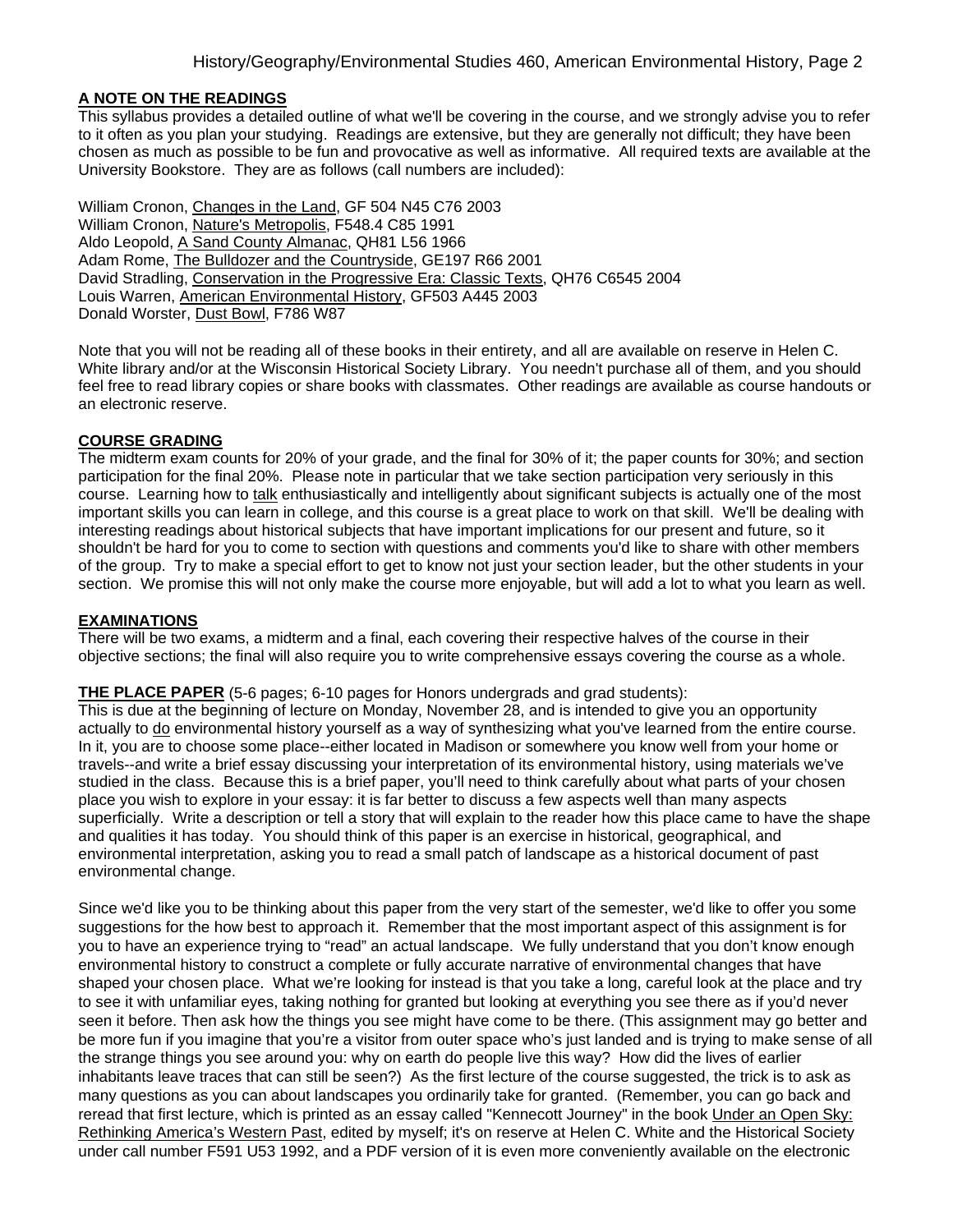## A NOTE ON THE READINGS

This syllabus provides a detailed outline of what we'll be covering in the course, and we strongly advise you to refer to it often as you plan your studying. Readings are extensive, but they are generally not difficult; they have been chosen as much as possible to be fun and provocative as well as informative. All required texts are available at the University Bookstore. They are as follows (call numbers are included):

William Cronon, Changes in the Land, GF 504 N45 C76 2003
William Cronon, Nature's Metropolis, F548.4 C85 1991
Aldo Leopold, A Sand County Almanac, QH81 L56 1966
Adam Rome, The Bulldozer and the Countryside, GE197 R66 2001
David Stradling, Conservation in the Progressive Era: Classic Texts, QH76 C6545 2004
Louis Warren, American Environmental History, GF503 A445 2003
Donald Worster, Dust Bowl, F786 W87

Note that you will not be reading all of these books in their entirety, and all are available on reserve in Helen C. White library and/or at the Wisconsin Historical Society Library. You needn't purchase all of them, and you should feel free to read library copies or share books with classmates. Other readings are available as course handouts or an electronic reserve.

## COURSE GRADING

The midterm exam counts for 20% of your grade, and the final for 30% of it; the paper counts for 30%; and section participation for the final 20%. Please note in particular that we take section participation very seriously in this course. Learning how to talk enthusiastically and intelligently about significant subjects is actually one of the most important skills you can learn in college, and this course is a great place to work on that skill. We'll be dealing with interesting readings about historical subjects that have important implications for our present and future, so it shouldn't be hard for you to come to section with questions and comments you'd like to share with other members of the group. Try to make a special effort to get to know not just your section leader, but the other students in your section. We promise this will not only make the course more enjoyable, but will add a lot to what you learn as well.

## EXAMINATIONS

There will be two exams, a midterm and a final, each covering their respective halves of the course in their objective sections; the final will also require you to write comprehensive essays covering the course as a whole.

## THE PLACE PAPER (5-6 pages; 6-10 pages for Honors undergrads and grad students):

This is due at the beginning of lecture on Monday, November 28, and is intended to give you an opportunity actually to do environmental history yourself as a way of synthesizing what you've learned from the entire course. In it, you are to choose some place--either located in Madison or somewhere you know well from your home or travels--and write a brief essay discussing your interpretation of its environmental history, using materials we've studied in the class. Because this is a brief paper, you'll need to think carefully about what parts of your chosen place you wish to explore in your essay: it is far better to discuss a few aspects well than many aspects superficially. Write a description or tell a story that will explain to the reader how this place came to have the shape and qualities it has today. You should think of this paper is an exercise in historical, geographical, and environmental interpretation, asking you to read a small patch of landscape as a historical document of past environmental change.

Since we'd like you to be thinking about this paper from the very start of the semester, we'd like to offer you some suggestions for the how best to approach it. Remember that the most important aspect of this assignment is for you to have an experience trying to "read" an actual landscape. We fully understand that you don't know enough environmental history to construct a complete or fully accurate narrative of environmental changes that have shaped your chosen place. What we're looking for instead is that you take a long, careful look at the place and try to see it with unfamiliar eyes, taking nothing for granted but looking at everything you see there as if you'd never seen it before. Then ask how the things you see might have come to be there. (This assignment may go better and be more fun if you imagine that you're a visitor from outer space who's just landed and is trying to make sense of all the strange things you see around you: why on earth do people live this way? How did the lives of earlier inhabitants leave traces that can still be seen?) As the first lecture of the course suggested, the trick is to ask as many questions as you can about landscapes you ordinarily take for granted. (Remember, you can go back and reread that first lecture, which is printed as an essay called "Kennecott Journey" in the book Under an Open Sky: Rethinking America's Western Past, edited by myself; it's on reserve at Helen C. White and the Historical Society under call number F591 U53 1992, and a PDF version of it is even more conveniently available on the electronic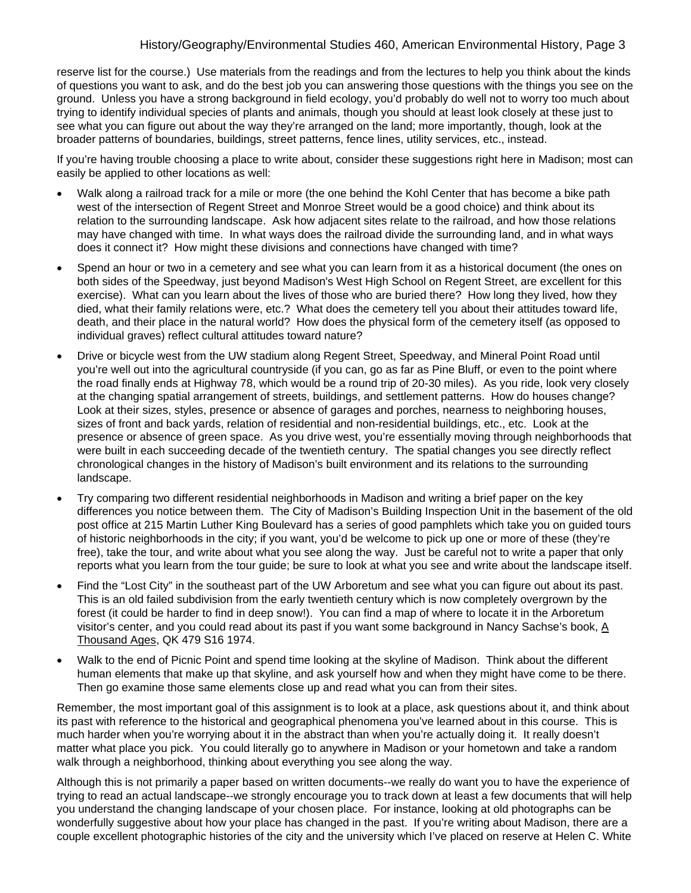reserve list for the course.) Use materials from the readings and from the lectures to help you think about the kinds of questions you want to ask, and do the best job you can answering those questions with the things you see on the ground. Unless you have a strong background in field ecology, you'd probably do well not to worry too much about trying to identify individual species of plants and animals, though you should at least look closely at these just to see what you can figure out about the way they're arranged on the land; more importantly, though, look at the broader patterns of boundaries, buildings, street patterns, fence lines, utility services, etc., instead.

If you're having trouble choosing a place to write about, consider these suggestions right here in Madison; most can easily be applied to other locations as well:

- Walk along a railroad track for a mile or more (the one behind the Kohl Center that has become a bike path west of the intersection of Regent Street and Monroe Street would be a good choice) and think about its relation to the surrounding landscape. Ask how adjacent sites relate to the railroad, and how those relations may have changed with time. In what ways does the railroad divide the surrounding land, and in what ways does it connect it? How might these divisions and connections have changed with time?
- Spend an hour or two in a cemetery and see what you can learn from it as a historical document (the ones on both sides of the Speedway, just beyond Madison's West High School on Regent Street, are excellent for this exercise). What can you learn about the lives of those who are buried there? How long they lived, how they died, what their family relations were, etc.? What does the cemetery tell you about their attitudes toward life, death, and their place in the natural world? How does the physical form of the cemetery itself (as opposed to individual graves) reflect cultural attitudes toward nature?
- Drive or bicycle west from the UW stadium along Regent Street, Speedway, and Mineral Point Road until you're well out into the agricultural countryside (if you can, go as far as Pine Bluff, or even to the point where the road finally ends at Highway 78, which would be a round trip of 20-30 miles). As you ride, look very closely at the changing spatial arrangement of streets, buildings, and settlement patterns. How do houses change? Look at their sizes, styles, presence or absence of garages and porches, nearness to neighboring houses, sizes of front and back yards, relation of residential and non-residential buildings, etc., etc. Look at the presence or absence of green space. As you drive west, you're essentially moving through neighborhoods that were built in each succeeding decade of the twentieth century. The spatial changes you see directly reflect chronological changes in the history of Madison's built environment and its relations to the surrounding landscape.
- Try comparing two different residential neighborhoods in Madison and writing a brief paper on the key differences you notice between them. The City of Madison's Building Inspection Unit in the basement of the old post office at 215 Martin Luther King Boulevard has a series of good pamphlets which take you on guided tours of historic neighborhoods in the city; if you want, you'd be welcome to pick up one or more of these (they're free), take the tour, and write about what you see along the way. Just be careful not to write a paper that only reports what you learn from the tour guide; be sure to look at what you see and write about the landscape itself.
- Find the "Lost City" in the southeast part of the UW Arboretum and see what you can figure out about its past. This is an old failed subdivision from the early twentieth century which is now completely overgrown by the forest (it could be harder to find in deep snow!). You can find a map of where to locate it in the Arboretum visitor's center, and you could read about its past if you want some background in Nancy Sachse's book, <u>A Thousand Ages</u>, QK 479 S16 1974.
- Walk to the end of Picnic Point and spend time looking at the skyline of Madison. Think about the different human elements that make up that skyline, and ask yourself how and when they might have come to be there. Then go examine those same elements close up and read what you can from their sites.

Remember, the most important goal of this assignment is to look at a place, ask questions about it, and think about its past with reference to the historical and geographical phenomena you've learned about in this course. This is much harder when you're worrying about it in the abstract than when you're actually doing it. It really doesn't matter what place you pick. You could literally go to anywhere in Madison or your hometown and take a random walk through a neighborhood, thinking about everything you see along the way.

Although this is not primarily a paper based on written documents--we really do want you to have the experience of trying to read an actual landscape--we strongly encourage you to track down at least a few documents that will help you understand the changing landscape of your chosen place. For instance, looking at old photographs can be wonderfully suggestive about how your place has changed in the past. If you're writing about Madison, there are a couple excellent photographic histories of the city and the university which I've placed on reserve at Helen C. White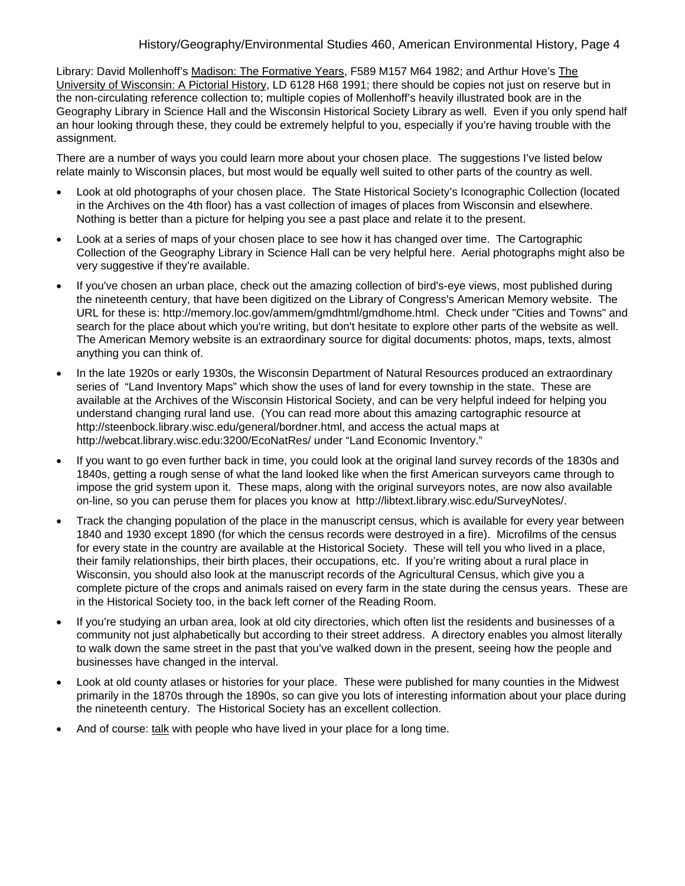Library: David Mollenhoff's Madison: The Formative Years, F589 M157 M64 1982; and Arthur Hove's The University of Wisconsin: A Pictorial History, LD 6128 H68 1991; there should be copies not just on reserve but in the non-circulating reference collection to; multiple copies of Mollenhoff's heavily illustrated book are in the Geography Library in Science Hall and the Wisconsin Historical Society Library as well. Even if you only spend half an hour looking through these, they could be extremely helpful to you, especially if you're having trouble with the assignment.

There are a number of ways you could learn more about your chosen place. The suggestions I've listed below relate mainly to Wisconsin places, but most would be equally well suited to other parts of the country as well.

- Look at old photographs of your chosen place. The State Historical Society's Iconographic Collection (located in the Archives on the 4th floor) has a vast collection of images of places from Wisconsin and elsewhere. Nothing is better than a picture for helping you see a past place and relate it to the present.
- Look at a series of maps of your chosen place to see how it has changed over time. The Cartographic Collection of the Geography Library in Science Hall can be very helpful here. Aerial photographs might also be very suggestive if they're available.
- If you've chosen an urban place, check out the amazing collection of bird's-eye views, most published during the nineteenth century, that have been digitized on the Library of Congress's American Memory website. The URL for these is: http://memory.loc.gov/ammem/gmdhtml/gmdhome.html. Check under "Cities and Towns" and search for the place about which you're writing, but don't hesitate to explore other parts of the website as well. The American Memory website is an extraordinary source for digital documents: photos, maps, texts, almost anything you can think of.
- In the late 1920s or early 1930s, the Wisconsin Department of Natural Resources produced an extraordinary series of "Land Inventory Maps" which show the uses of land for every township in the state. These are available at the Archives of the Wisconsin Historical Society, and can be very helpful indeed for helping you understand changing rural land use. (You can read more about this amazing cartographic resource at http://steenbock.library.wisc.edu/general/bordner.html, and access the actual maps at http://webcat.library.wisc.edu:3200/EcoNatRes/ under "Land Economic Inventory."
- If you want to go even further back in time, you could look at the original land survey records of the 1830s and 1840s, getting a rough sense of what the land looked like when the first American surveyors came through to impose the grid system upon it. These maps, along with the original surveyors notes, are now also available on-line, so you can peruse them for places you know at http://libtext.library.wisc.edu/SurveyNotes/.
- Track the changing population of the place in the manuscript census, which is available for every year between 1840 and 1930 except 1890 (for which the census records were destroyed in a fire). Microfilms of the census for every state in the country are available at the Historical Society. These will tell you who lived in a place, their family relationships, their birth places, their occupations, etc. If you're writing about a rural place in Wisconsin, you should also look at the manuscript records of the Agricultural Census, which give you a complete picture of the crops and animals raised on every farm in the state during the census years. These are in the Historical Society too, in the back left corner of the Reading Room.
- If you're studying an urban area, look at old city directories, which often list the residents and businesses of a community not just alphabetically but according to their street address. A directory enables you almost literally to walk down the same street in the past that you've walked down in the present, seeing how the people and businesses have changed in the interval.
- Look at old county atlases or histories for your place. These were published for many counties in the Midwest primarily in the 1870s through the 1890s, so can give you lots of interesting information about your place during the nineteenth century. The Historical Society has an excellent collection.
- And of course: talk with people who have lived in your place for a long time.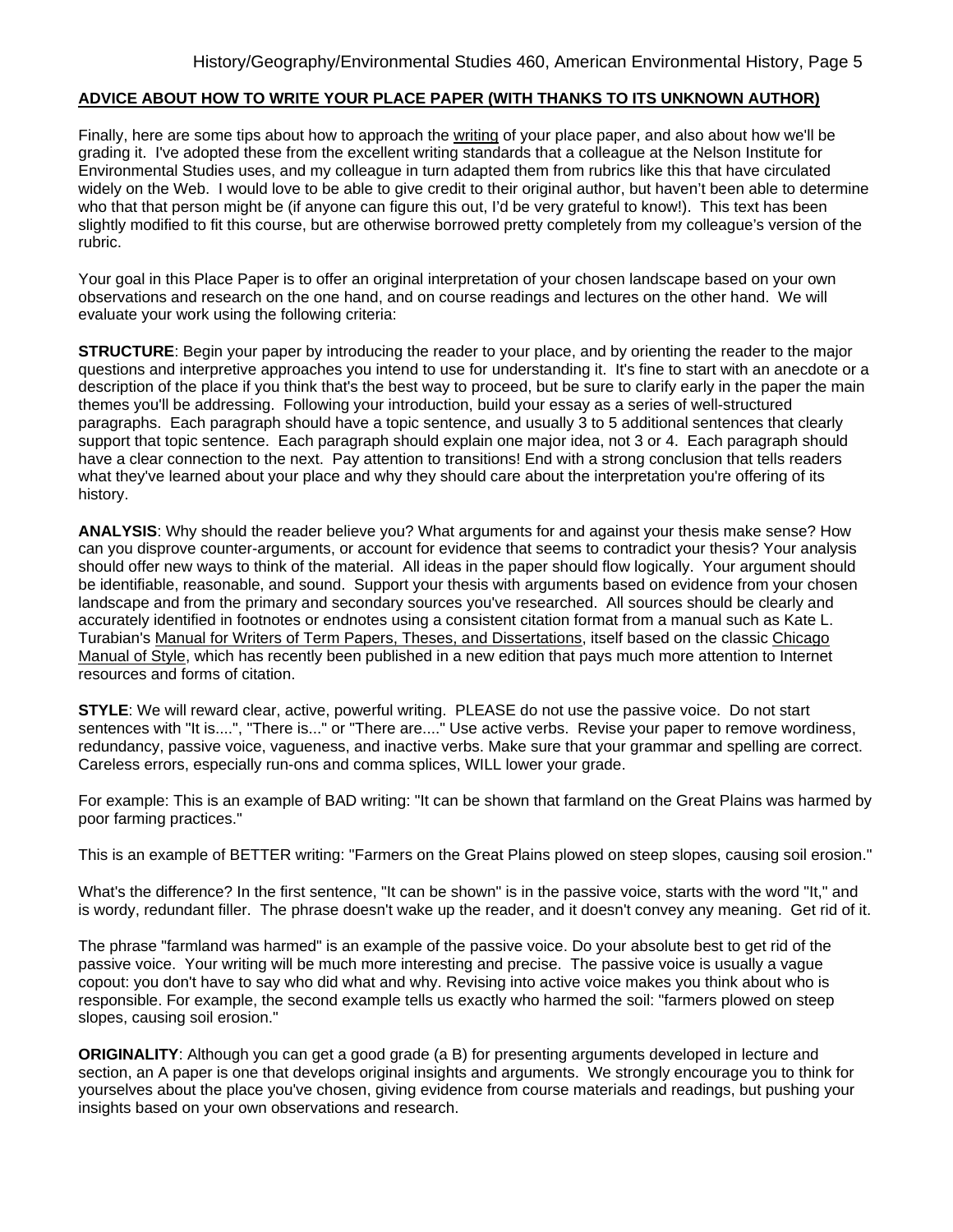## ADVICE ABOUT HOW TO WRITE YOUR PLACE PAPER (WITH THANKS TO ITS UNKNOWN AUTHOR)

Finally, here are some tips about how to approach the writing of your place paper, and also about how we'll be grading it. I've adopted these from the excellent writing standards that a colleague at the Nelson Institute for Environmental Studies uses, and my colleague in turn adapted them from rubrics like this that have circulated widely on the Web. I would love to be able to give credit to their original author, but haven't been able to determine who that that person might be (if anyone can figure this out, I'd be very grateful to know!). This text has been slightly modified to fit this course, but are otherwise borrowed pretty completely from my colleague's version of the rubric.

Your goal in this Place Paper is to offer an original interpretation of your chosen landscape based on your own observations and research on the one hand, and on course readings and lectures on the other hand. We will evaluate your work using the following criteria:

**STRUCTURE**: Begin your paper by introducing the reader to your place, and by orienting the reader to the major questions and interpretive approaches you intend to use for understanding it. It's fine to start with an anecdote or a description of the place if you think that's the best way to proceed, but be sure to clarify early in the paper the main themes you'll be addressing. Following your introduction, build your essay as a series of well-structured paragraphs. Each paragraph should have a topic sentence, and usually 3 to 5 additional sentences that clearly support that topic sentence. Each paragraph should explain one major idea, not 3 or 4. Each paragraph should have a clear connection to the next. Pay attention to transitions! End with a strong conclusion that tells readers what they've learned about your place and why they should care about the interpretation you're offering of its history.

**ANALYSIS**: Why should the reader believe you? What arguments for and against your thesis make sense? How can you disprove counter-arguments, or account for evidence that seems to contradict your thesis? Your analysis should offer new ways to think of the material. All ideas in the paper should flow logically. Your argument should be identifiable, reasonable, and sound. Support your thesis with arguments based on evidence from your chosen landscape and from the primary and secondary sources you've researched. All sources should be clearly and accurately identified in footnotes or endnotes using a consistent citation format from a manual such as Kate L. Turabian's Manual for Writers of Term Papers, Theses, and Dissertations, itself based on the classic Chicago Manual of Style, which has recently been published in a new edition that pays much more attention to Internet resources and forms of citation.

**STYLE**: We will reward clear, active, powerful writing. PLEASE do not use the passive voice. Do not start sentences with "It is....", "There is..." or "There are...." Use active verbs. Revise your paper to remove wordiness, redundancy, passive voice, vagueness, and inactive verbs. Make sure that your grammar and spelling are correct. Careless errors, especially run-ons and comma splices, WILL lower your grade.

For example: This is an example of BAD writing: "It can be shown that farmland on the Great Plains was harmed by poor farming practices."

This is an example of BETTER writing: "Farmers on the Great Plains plowed on steep slopes, causing soil erosion."

What's the difference? In the first sentence, "It can be shown" is in the passive voice, starts with the word "It," and is wordy, redundant filler. The phrase doesn't wake up the reader, and it doesn't convey any meaning. Get rid of it.

The phrase "farmland was harmed" is an example of the passive voice. Do your absolute best to get rid of the passive voice. Your writing will be much more interesting and precise. The passive voice is usually a vague copout: you don't have to say who did what and why. Revising into active voice makes you think about who is responsible. For example, the second example tells us exactly who harmed the soil: "farmers plowed on steep slopes, causing soil erosion."

**ORIGINALITY**: Although you can get a good grade (a B) for presenting arguments developed in lecture and section, an A paper is one that develops original insights and arguments. We strongly encourage you to think for yourselves about the place you've chosen, giving evidence from course materials and readings, but pushing your insights based on your own observations and research.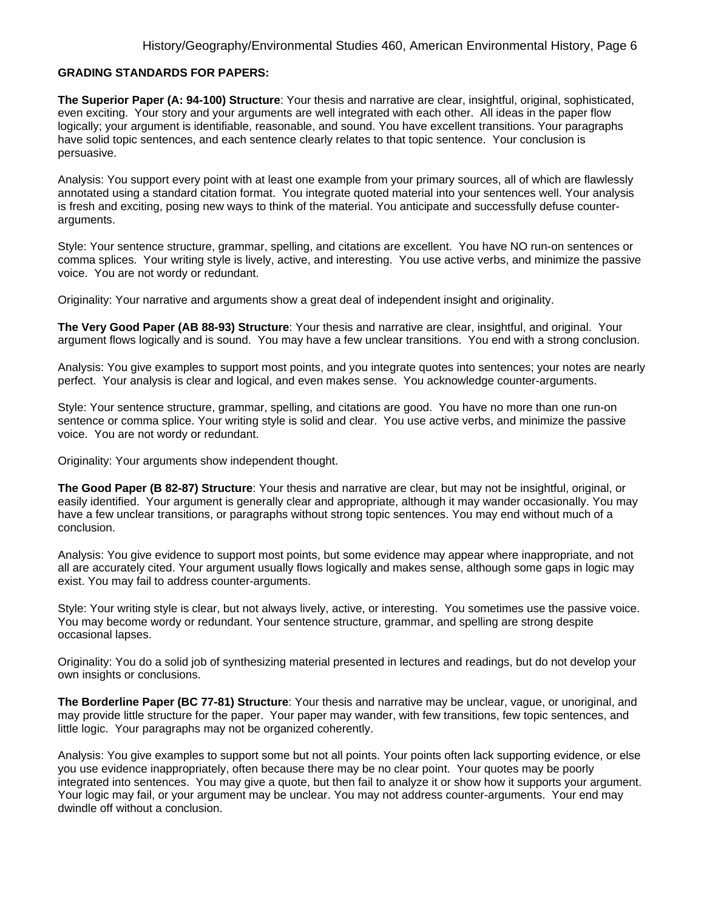**GRADING STANDARDS FOR PAPERS:**

**The Superior Paper (A: 94-100) Structure**: Your thesis and narrative are clear, insightful, original, sophisticated, even exciting. Your story and your arguments are well integrated with each other. All ideas in the paper flow logically; your argument is identifiable, reasonable, and sound. You have excellent transitions. Your paragraphs have solid topic sentences, and each sentence clearly relates to that topic sentence. Your conclusion is persuasive.

Analysis: You support every point with at least one example from your primary sources, all of which are flawlessly annotated using a standard citation format. You integrate quoted material into your sentences well. Your analysis is fresh and exciting, posing new ways to think of the material. You anticipate and successfully defuse counter-arguments.

Style: Your sentence structure, grammar, spelling, and citations are excellent. You have NO run-on sentences or comma splices. Your writing style is lively, active, and interesting. You use active verbs, and minimize the passive voice. You are not wordy or redundant.

Originality: Your narrative and arguments show a great deal of independent insight and originality.

**The Very Good Paper (AB 88-93) Structure**: Your thesis and narrative are clear, insightful, and original. Your argument flows logically and is sound. You may have a few unclear transitions. You end with a strong conclusion.

Analysis: You give examples to support most points, and you integrate quotes into sentences; your notes are nearly perfect. Your analysis is clear and logical, and even makes sense. You acknowledge counter-arguments.

Style: Your sentence structure, grammar, spelling, and citations are good. You have no more than one run-on sentence or comma splice. Your writing style is solid and clear. You use active verbs, and minimize the passive voice. You are not wordy or redundant.

Originality: Your arguments show independent thought.

**The Good Paper (B 82-87) Structure**: Your thesis and narrative are clear, but may not be insightful, original, or easily identified. Your argument is generally clear and appropriate, although it may wander occasionally. You may have a few unclear transitions, or paragraphs without strong topic sentences. You may end without much of a conclusion.

Analysis: You give evidence to support most points, but some evidence may appear where inappropriate, and not all are accurately cited. Your argument usually flows logically and makes sense, although some gaps in logic may exist. You may fail to address counter-arguments.

Style: Your writing style is clear, but not always lively, active, or interesting. You sometimes use the passive voice. You may become wordy or redundant. Your sentence structure, grammar, and spelling are strong despite occasional lapses.

Originality: You do a solid job of synthesizing material presented in lectures and readings, but do not develop your own insights or conclusions.

**The Borderline Paper (BC 77-81) Structure**: Your thesis and narrative may be unclear, vague, or unoriginal, and may provide little structure for the paper. Your paper may wander, with few transitions, few topic sentences, and little logic. Your paragraphs may not be organized coherently.

Analysis: You give examples to support some but not all points. Your points often lack supporting evidence, or else you use evidence inappropriately, often because there may be no clear point. Your quotes may be poorly integrated into sentences. You may give a quote, but then fail to analyze it or show how it supports your argument. Your logic may fail, or your argument may be unclear. You may not address counter-arguments. Your end may dwindle off without a conclusion.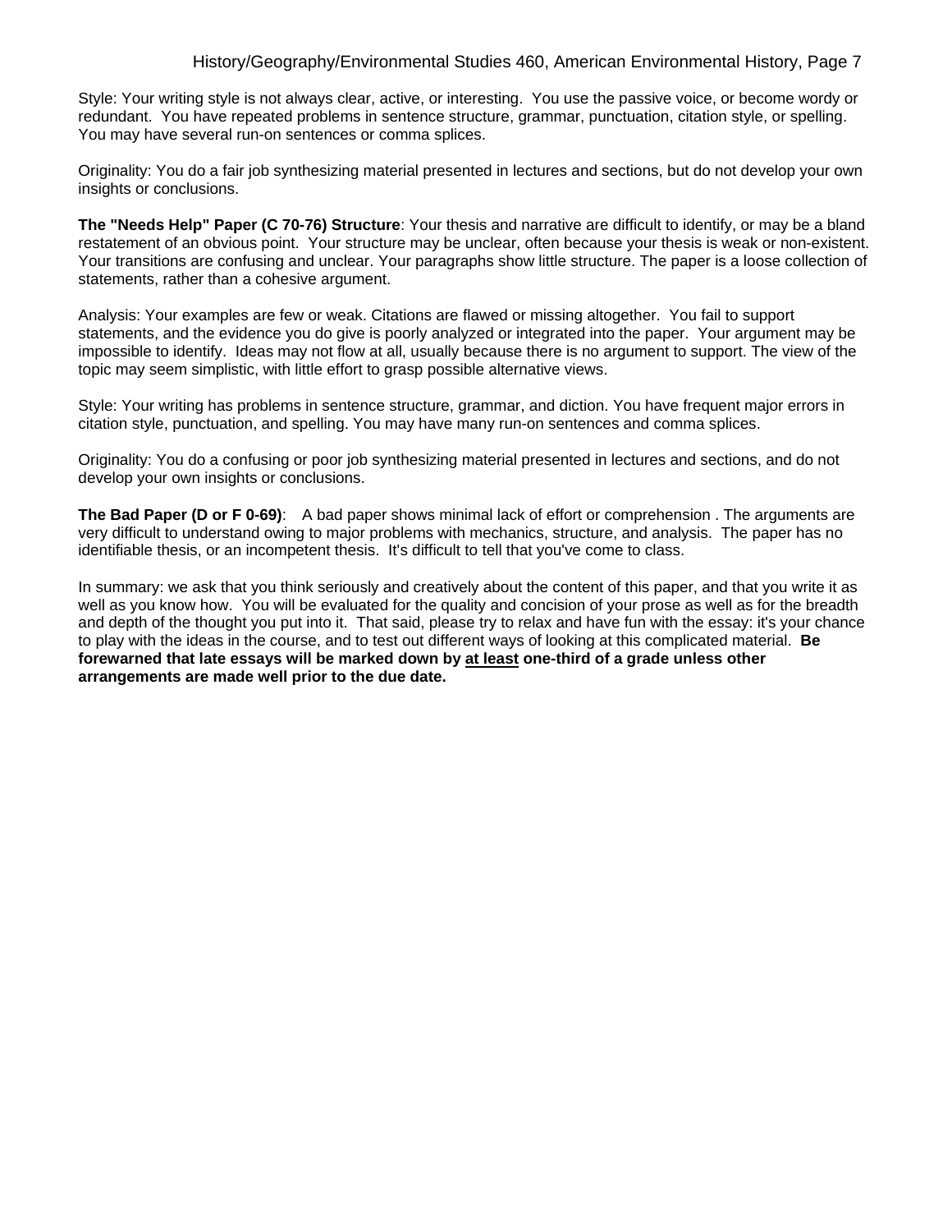Style: Your writing style is not always clear, active, or interesting. You use the passive voice, or become wordy or redundant. You have repeated problems in sentence structure, grammar, punctuation, citation style, or spelling. You may have several run-on sentences or comma splices.

Originality: You do a fair job synthesizing material presented in lectures and sections, but do not develop your own insights or conclusions.

**The "Needs Help" Paper (C 70-76) Structure**: Your thesis and narrative are difficult to identify, or may be a bland restatement of an obvious point. Your structure may be unclear, often because your thesis is weak or non-existent. Your transitions are confusing and unclear. Your paragraphs show little structure. The paper is a loose collection of statements, rather than a cohesive argument.

Analysis: Your examples are few or weak. Citations are flawed or missing altogether. You fail to support statements, and the evidence you do give is poorly analyzed or integrated into the paper. Your argument may be impossible to identify. Ideas may not flow at all, usually because there is no argument to support. The view of the topic may seem simplistic, with little effort to grasp possible alternative views.

Style: Your writing has problems in sentence structure, grammar, and diction. You have frequent major errors in citation style, punctuation, and spelling. You may have many run-on sentences and comma splices.

Originality: You do a confusing or poor job synthesizing material presented in lectures and sections, and do not develop your own insights or conclusions.

**The Bad Paper (D or F 0-69)**: A bad paper shows minimal lack of effort or comprehension . The arguments are very difficult to understand owing to major problems with mechanics, structure, and analysis. The paper has no identifiable thesis, or an incompetent thesis. It's difficult to tell that you've come to class.

In summary: we ask that you think seriously and creatively about the content of this paper, and that you write it as well as you know how. You will be evaluated for the quality and concision of your prose as well as for the breadth and depth of the thought you put into it. That said, please try to relax and have fun with the essay: it's your chance to play with the ideas in the course, and to test out different ways of looking at this complicated material. **Be forewarned that late essays will be marked down by <u>at least</u> one-third of a grade unless other arrangements are made well prior to the due date.**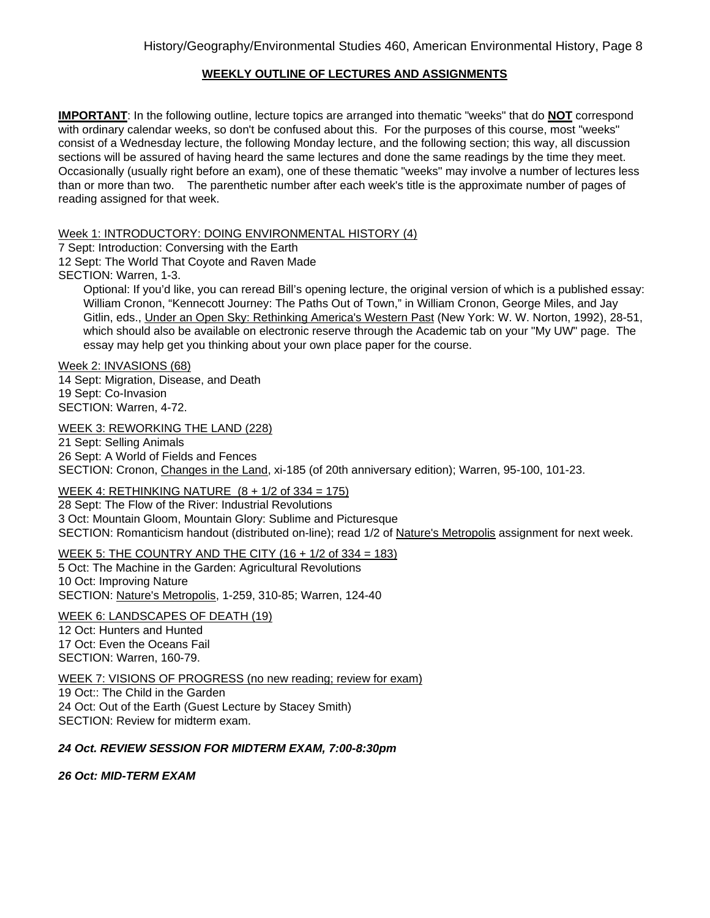## WEEKLY OUTLINE OF LECTURES AND ASSIGNMENTS

**IMPORTANT**: In the following outline, lecture topics are arranged into thematic "weeks" that do **NOT** correspond with ordinary calendar weeks, so don't be confused about this. For the purposes of this course, most "weeks" consist of a Wednesday lecture, the following Monday lecture, and the following section; this way, all discussion sections will be assured of having heard the same lectures and done the same readings by the time they meet. Occasionally (usually right before an exam), one of these thematic "weeks" may involve a number of lectures less than or more than two. The parenthetic number after each week's title is the approximate number of pages of reading assigned for that week.

Week 1: INTRODUCTORY: DOING ENVIRONMENTAL HISTORY (4)

7 Sept: Introduction: Conversing with the Earth
12 Sept: The World That Coyote and Raven Made
SECTION: Warren, 1-3.

> Optional: If you'd like, you can reread Bill's opening lecture, the original version of which is a published essay: William Cronon, "Kennecott Journey: The Paths Out of Town," in William Cronon, George Miles, and Jay Gitlin, eds., Under an Open Sky: Rethinking America's Western Past (New York: W. W. Norton, 1992), 28-51, which should also be available on electronic reserve through the Academic tab on your "My UW" page. The essay may help get you thinking about your own place paper for the course.

Week 2: INVASIONS (68)

14 Sept: Migration, Disease, and Death
19 Sept: Co-Invasion
SECTION: Warren, 4-72.

WEEK 3: REWORKING THE LAND (228)

21 Sept: Selling Animals
26 Sept: A World of Fields and Fences
SECTION: Cronon, Changes in the Land, xi-185 (of 20th anniversary edition); Warren, 95-100, 101-23.

WEEK 4: RETHINKING NATURE (8 + 1/2 of 334 = 175)

28 Sept: The Flow of the River: Industrial Revolutions
3 Oct: Mountain Gloom, Mountain Glory: Sublime and Picturesque
SECTION: Romanticism handout (distributed on-line); read 1/2 of Nature's Metropolis assignment for next week.

WEEK 5: THE COUNTRY AND THE CITY (16 + 1/2 of 334 = 183)

5 Oct: The Machine in the Garden: Agricultural Revolutions
10 Oct: Improving Nature
SECTION: Nature's Metropolis, 1-259, 310-85; Warren, 124-40

WEEK 6: LANDSCAPES OF DEATH (19)

12 Oct: Hunters and Hunted
17 Oct: Even the Oceans Fail
SECTION: Warren, 160-79.

WEEK 7: VISIONS OF PROGRESS (no new reading; review for exam)

19 Oct:: The Child in the Garden
24 Oct: Out of the Earth (Guest Lecture by Stacey Smith)
SECTION: Review for midterm exam.

***24 Oct. REVIEW SESSION FOR MIDTERM EXAM, 7:00-8:30pm***

***26 Oct: MID-TERM EXAM***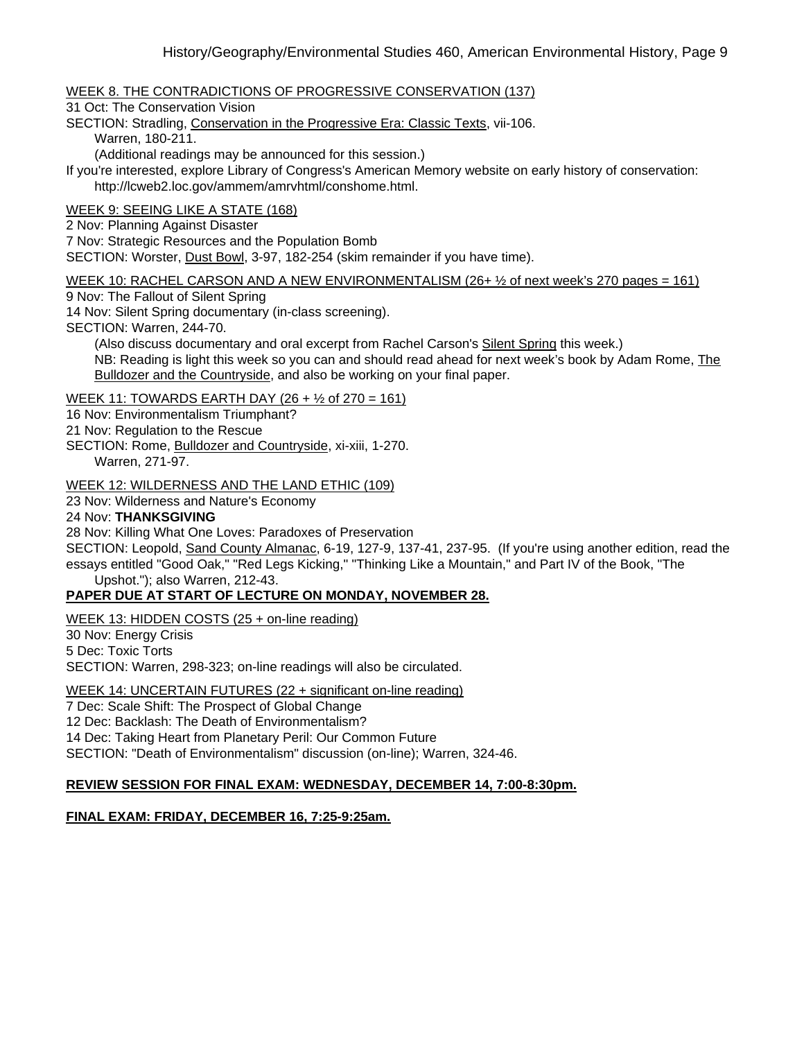WEEK 8. THE CONTRADICTIONS OF PROGRESSIVE CONSERVATION (137)

31 Oct: The Conservation Vision

SECTION: Stradling, Conservation in the Progressive Era: Classic Texts, vii-106.
Warren, 180-211.
(Additional readings may be announced for this session.)

If you're interested, explore Library of Congress's American Memory website on early history of conservation: http://lcweb2.loc.gov/ammem/amrvhtml/conshome.html.

WEEK 9: SEEING LIKE A STATE (168)

2 Nov: Planning Against Disaster

7 Nov: Strategic Resources and the Population Bomb

SECTION: Worster, Dust Bowl, 3-97, 182-254 (skim remainder if you have time).

WEEK 10: RACHEL CARSON AND A NEW ENVIRONMENTALISM (26+ ½ of next week's 270 pages = 161)

9 Nov: The Fallout of Silent Spring

14 Nov: Silent Spring documentary (in-class screening).

SECTION: Warren, 244-70.
(Also discuss documentary and oral excerpt from Rachel Carson's Silent Spring this week.)
NB: Reading is light this week so you can and should read ahead for next week's book by Adam Rome, The Bulldozer and the Countryside, and also be working on your final paper.

WEEK 11: TOWARDS EARTH DAY (26 + ½ of 270 = 161)

16 Nov: Environmentalism Triumphant?

21 Nov: Regulation to the Rescue

SECTION: Rome, Bulldozer and Countryside, xi-xiii, 1-270.
Warren, 271-97.

WEEK 12: WILDERNESS AND THE LAND ETHIC (109)

23 Nov: Wilderness and Nature's Economy

24 Nov: **THANKSGIVING**

28 Nov: Killing What One Loves: Paradoxes of Preservation

SECTION: Leopold, Sand County Almanac, 6-19, 127-9, 137-41, 237-95. (If you're using another edition, read the essays entitled "Good Oak," "Red Legs Kicking," "Thinking Like a Mountain," and Part IV of the Book, "The Upshot."); also Warren, 212-43.

**PAPER DUE AT START OF LECTURE ON MONDAY, NOVEMBER 28.**

WEEK 13: HIDDEN COSTS (25 + on-line reading)

30 Nov: Energy Crisis

5 Dec: Toxic Torts

SECTION: Warren, 298-323; on-line readings will also be circulated.

WEEK 14: UNCERTAIN FUTURES (22 + significant on-line reading)

7 Dec: Scale Shift: The Prospect of Global Change

12 Dec: Backlash: The Death of Environmentalism?

14 Dec: Taking Heart from Planetary Peril: Our Common Future

SECTION: "Death of Environmentalism" discussion (on-line); Warren, 324-46.

**REVIEW SESSION FOR FINAL EXAM: WEDNESDAY, DECEMBER 14, 7:00-8:30pm.**

**FINAL EXAM: FRIDAY, DECEMBER 16, 7:25-9:25am.**